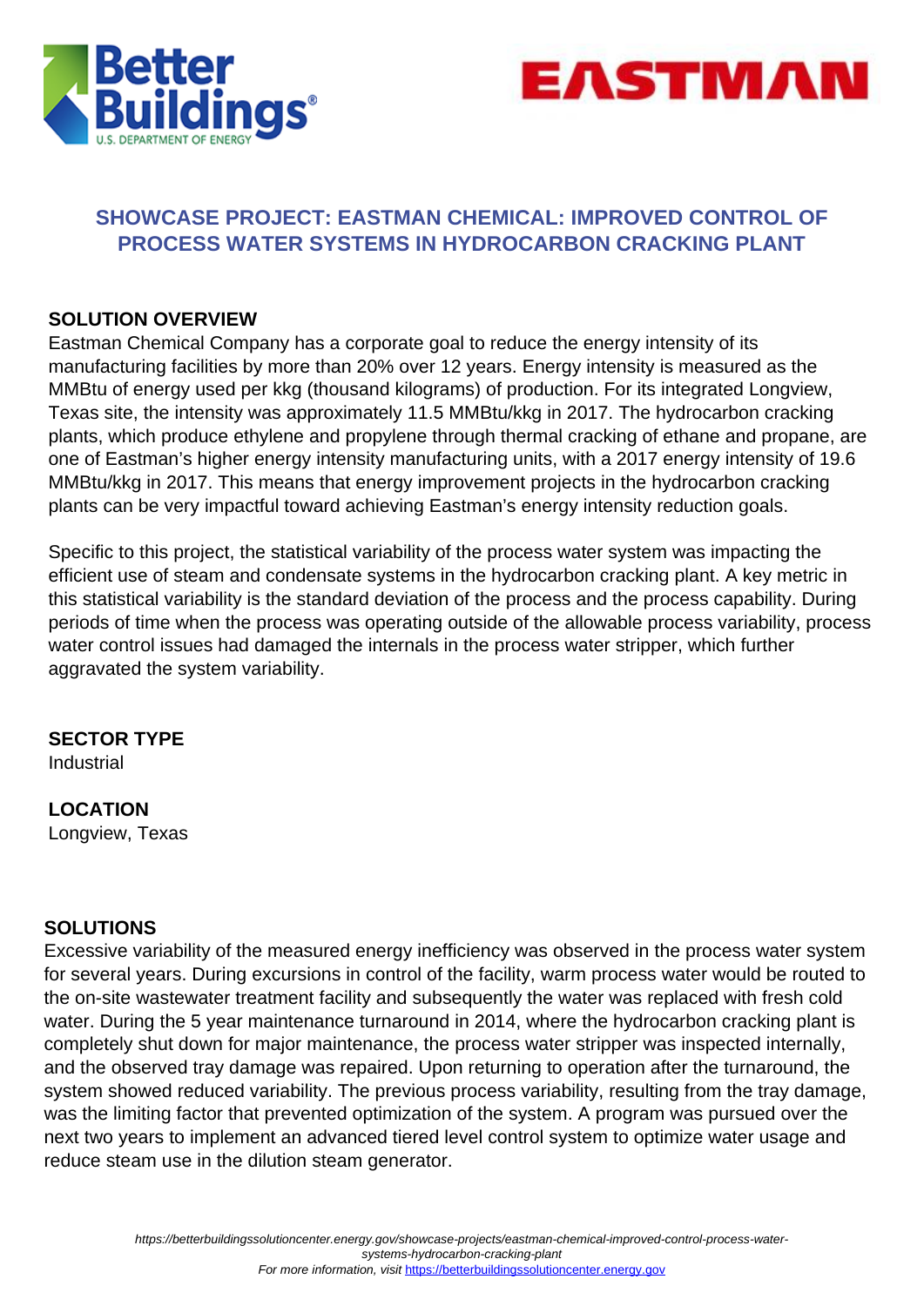# SHOWCASE PROJECT: EASTMAN CHEMICAL: IMPROVED CONTROL OF PROCESS WATER SYSTEMS IN HYDROCARBON CRACKING PLANT

## SOLUTION OVERVIEW

Eastman Chemical Company has a corporate goal to reduce the energy intensity of its manufacturing facilities by more than 20% over 12 years. Energy intensity is measured as the MMBtu of energy used per kkg (thousand kilograms) of production. For its integrated Longview, Texas site, the intensity was approximately 11.5 MMBtu/kkg in 2017. The hydrocarbon cracking plants, which produce ethylene and propylene through thermal cracking of ethane and propane, are one of Eastman's higher energy intensity manufacturing units, with a 2017 energy intensity of 19.6 MMBtu/kkg in 2017. This means that energy improvement projects in the hydrocarbon cracking plants can be very impactful toward achieving Eastman's energy intensity reduction goals.

Specific to this project, the statistical variability of the process water system was impacting the efficient use of steam and condensate systems in the hydrocarbon cracking plant. A key metric in this statistical variability is the standard deviation of the process and the process capability. During periods of time when the process was operating outside of the allowable process variability, process water control issues had damaged the internals in the process water stripper, which further aggravated the system variability.

## SECTOR TYPE

Industrial

## LOCATION

Longview, Texas

## SOLUTIONS

Excessive variability of the measured energy inefficiency was observed in the process water system for several years. During excursions in control of the facility, warm process water would be routed to the on-site wastewater treatment facility and subsequently the water was replaced with fresh cold water. During the 5 year maintenance turnaround in 2014, where the hydrocarbon cracking plant is completely shut down for major maintenance, the process water stripper was inspected internally, and the observed tray damage was repaired. Upon returning to operation after the turnaround, the system showed reduced variability. The previous process variability, resulting from the tray damage, was the limiting factor that prevented optimization of the system. A program was pursued over the next two years to implement an advanced tiered level control system to optimize water usage and reduce steam use in the dilution steam generator.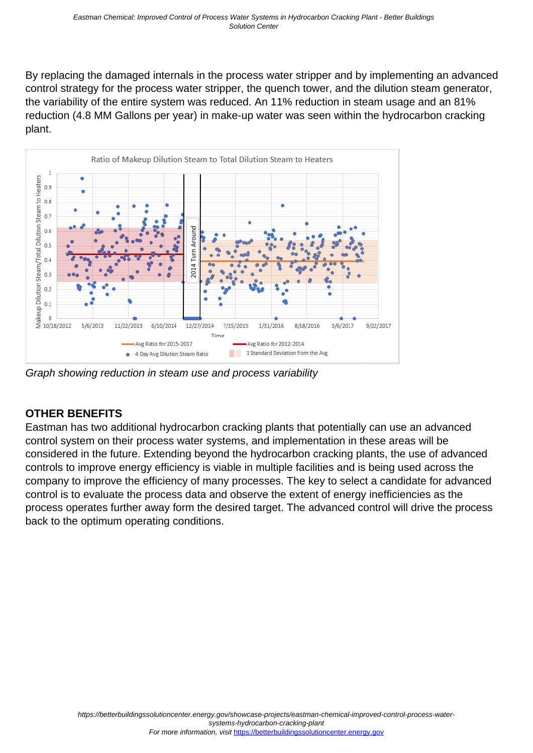By replacing the damaged internals in the process water stripper and by implementing an advanced control strategy for the process water stripper, the quench tower, and the dilution steam generator, the variability of the entire system was reduced. An 11% reduction in steam usage and an 81% reduction (4.8 MM Gallons per year) in make-up water was seen within the hydrocarbon cracking plant.

*Graph showing reduction in steam use and process variability*

**OTHER BENEFITS**

Eastman has two additional hydrocarbon cracking plants that potentially can use an advanced control system on their process water systems, and implementation in these areas will be considered in the future. Extending beyond the hydrocarbon cracking plants, the use of advanced controls to improve energy efficiency is viable in multiple facilities and is being used across the company to improve the efficiency of many processes. The key to select a candidate for advanced control is to evaluate the process data and observe the extent of energy inefficiencies as the process operates further away form the desired target. The advanced control will drive the process back to the optimum operating conditions.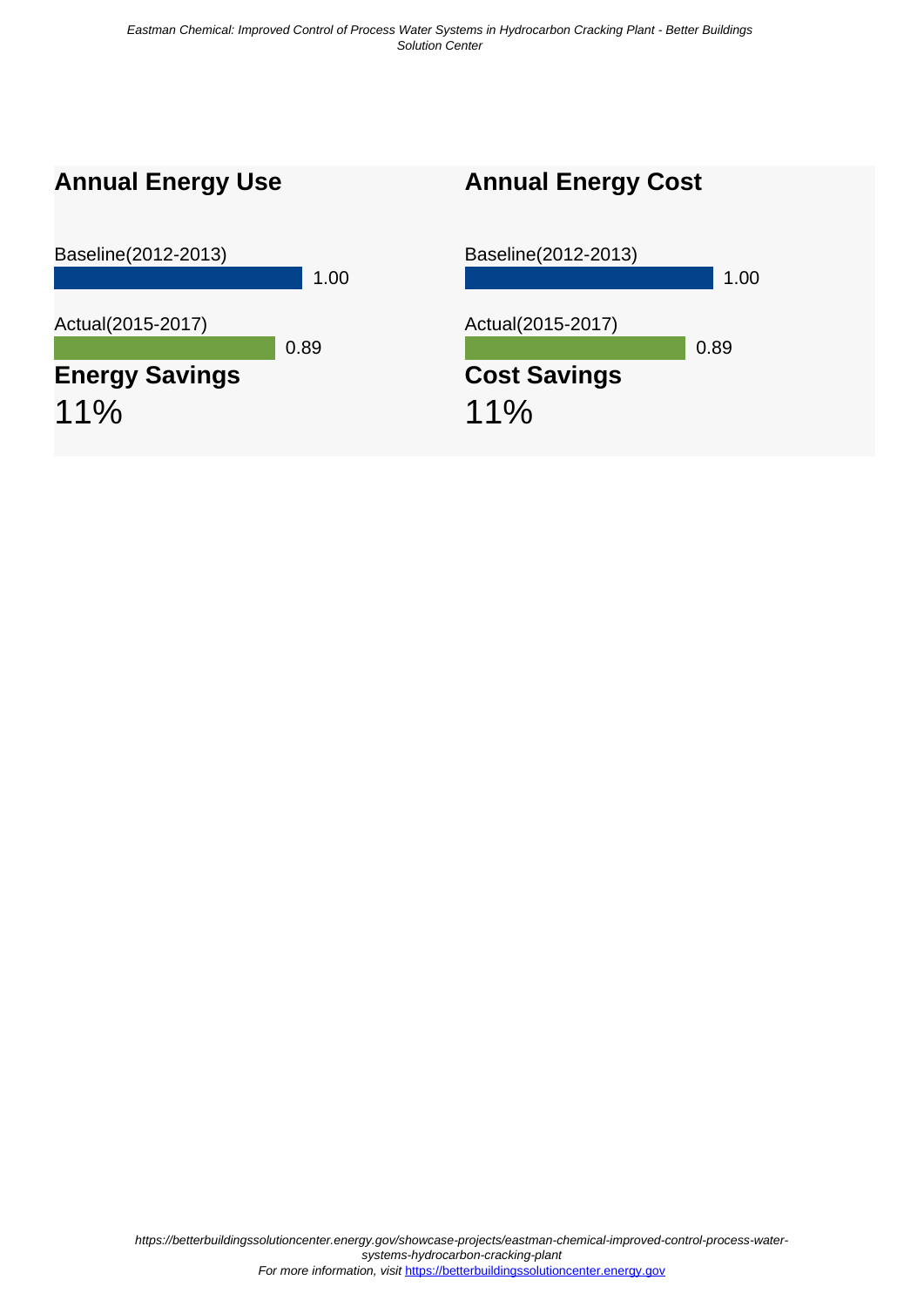## Annual Energy Use

Baseline(2012-2013)

1.00

Actual(2015-2017)

0.89

**Energy Savings**

11%

## Annual Energy Cost

Baseline(2012-2013)

1.00

Actual(2015-2017)

0.89

**Cost Savings**

11%